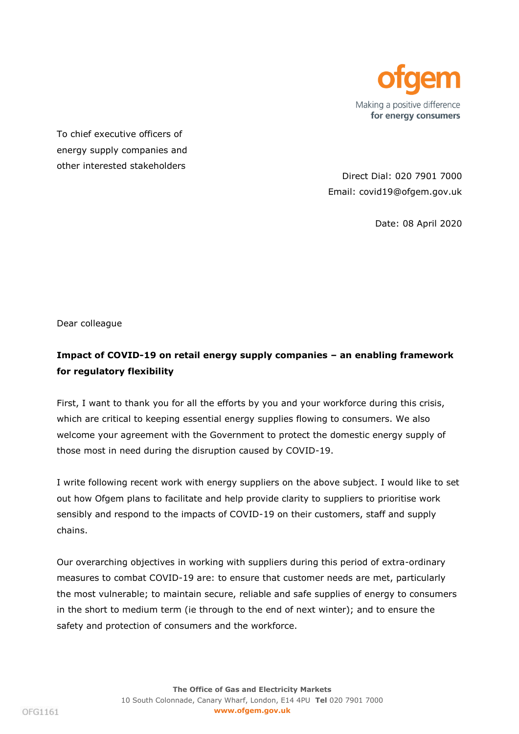ofgem

Making a positive difference
**for energy consumers**

To chief executive officers of energy supply companies and other interested stakeholders

Direct Dial: 020 7901 7000
Email: covid19@ofgem.gov.uk

Date: 08 April 2020

Dear colleague

**Impact of COVID-19 on retail energy supply companies – an enabling framework for regulatory flexibility**

First, I want to thank you for all the efforts by you and your workforce during this crisis, which are critical to keeping essential energy supplies flowing to consumers. We also welcome your agreement with the Government to protect the domestic energy supply of those most in need during the disruption caused by COVID-19.

I write following recent work with energy suppliers on the above subject. I would like to set out how Ofgem plans to facilitate and help provide clarity to suppliers to prioritise work sensibly and respond to the impacts of COVID-19 on their customers, staff and supply chains.

Our overarching objectives in working with suppliers during this period of extra-ordinary measures to combat COVID-19 are: to ensure that customer needs are met, particularly the most vulnerable; to maintain secure, reliable and safe supplies of energy to consumers in the short to medium term (ie through to the end of next winter); and to ensure the safety and protection of consumers and the workforce.

**The Office of Gas and Electricity Markets**
10 South Colonnade, Canary Wharf, London, E14 4PU **Tel** 020 7901 7000
**www.ofgem.gov.uk**

OFG1161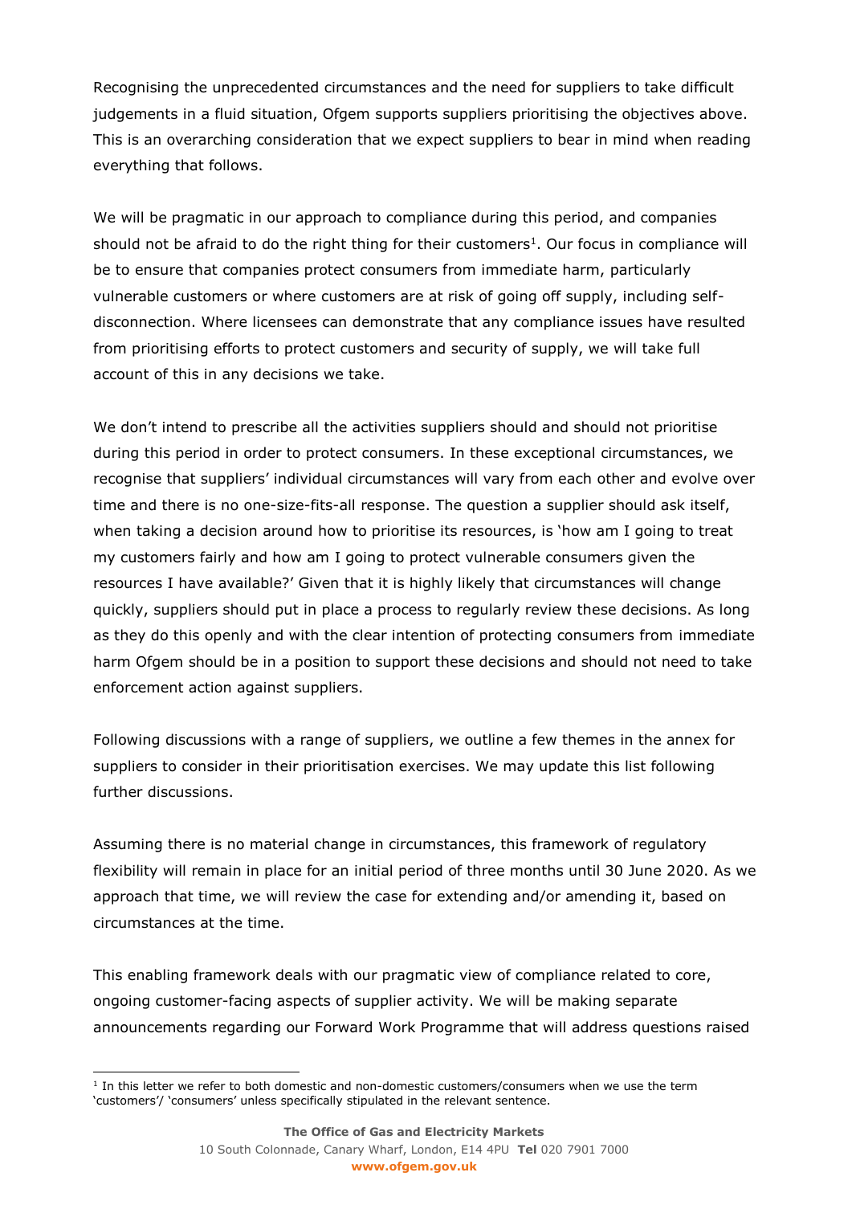Recognising the unprecedented circumstances and the need for suppliers to take difficult judgements in a fluid situation, Ofgem supports suppliers prioritising the objectives above. This is an overarching consideration that we expect suppliers to bear in mind when reading everything that follows.

We will be pragmatic in our approach to compliance during this period, and companies should not be afraid to do the right thing for their customers[1]. Our focus in compliance will be to ensure that companies protect consumers from immediate harm, particularly vulnerable customers or where customers are at risk of going off supply, including self-disconnection. Where licensees can demonstrate that any compliance issues have resulted from prioritising efforts to protect customers and security of supply, we will take full account of this in any decisions we take.

We don't intend to prescribe all the activities suppliers should and should not prioritise during this period in order to protect consumers. In these exceptional circumstances, we recognise that suppliers' individual circumstances will vary from each other and evolve over time and there is no one-size-fits-all response. The question a supplier should ask itself, when taking a decision around how to prioritise its resources, is 'how am I going to treat my customers fairly and how am I going to protect vulnerable consumers given the resources I have available?' Given that it is highly likely that circumstances will change quickly, suppliers should put in place a process to regularly review these decisions. As long as they do this openly and with the clear intention of protecting consumers from immediate harm Ofgem should be in a position to support these decisions and should not need to take enforcement action against suppliers.

Following discussions with a range of suppliers, we outline a few themes in the annex for suppliers to consider in their prioritisation exercises. We may update this list following further discussions.

Assuming there is no material change in circumstances, this framework of regulatory flexibility will remain in place for an initial period of three months until 30 June 2020. As we approach that time, we will review the case for extending and/or amending it, based on circumstances at the time.

This enabling framework deals with our pragmatic view of compliance related to core, ongoing customer-facing aspects of supplier activity. We will be making separate announcements regarding our Forward Work Programme that will address questions raised

[1] In this letter we refer to both domestic and non-domestic customers/consumers when we use the term 'customers'/ 'consumers' unless specifically stipulated in the relevant sentence.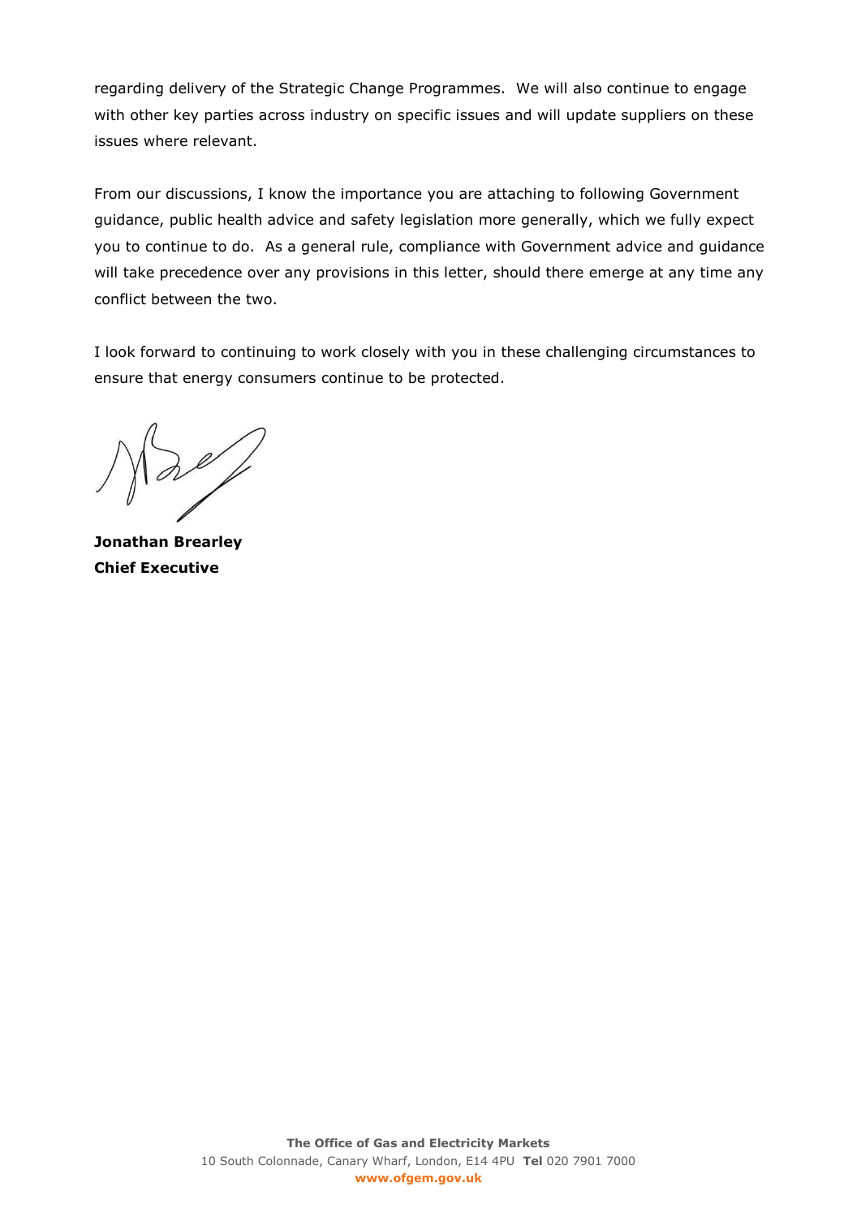regarding delivery of the Strategic Change Programmes. We will also continue to engage with other key parties across industry on specific issues and will update suppliers on these issues where relevant.

From our discussions, I know the importance you are attaching to following Government guidance, public health advice and safety legislation more generally, which we fully expect you to continue to do. As a general rule, compliance with Government advice and guidance will take precedence over any provisions in this letter, should there emerge at any time any conflict between the two.

I look forward to continuing to work closely with you in these challenging circumstances to ensure that energy consumers continue to be protected.

**Jonathan Brearley**
**Chief Executive**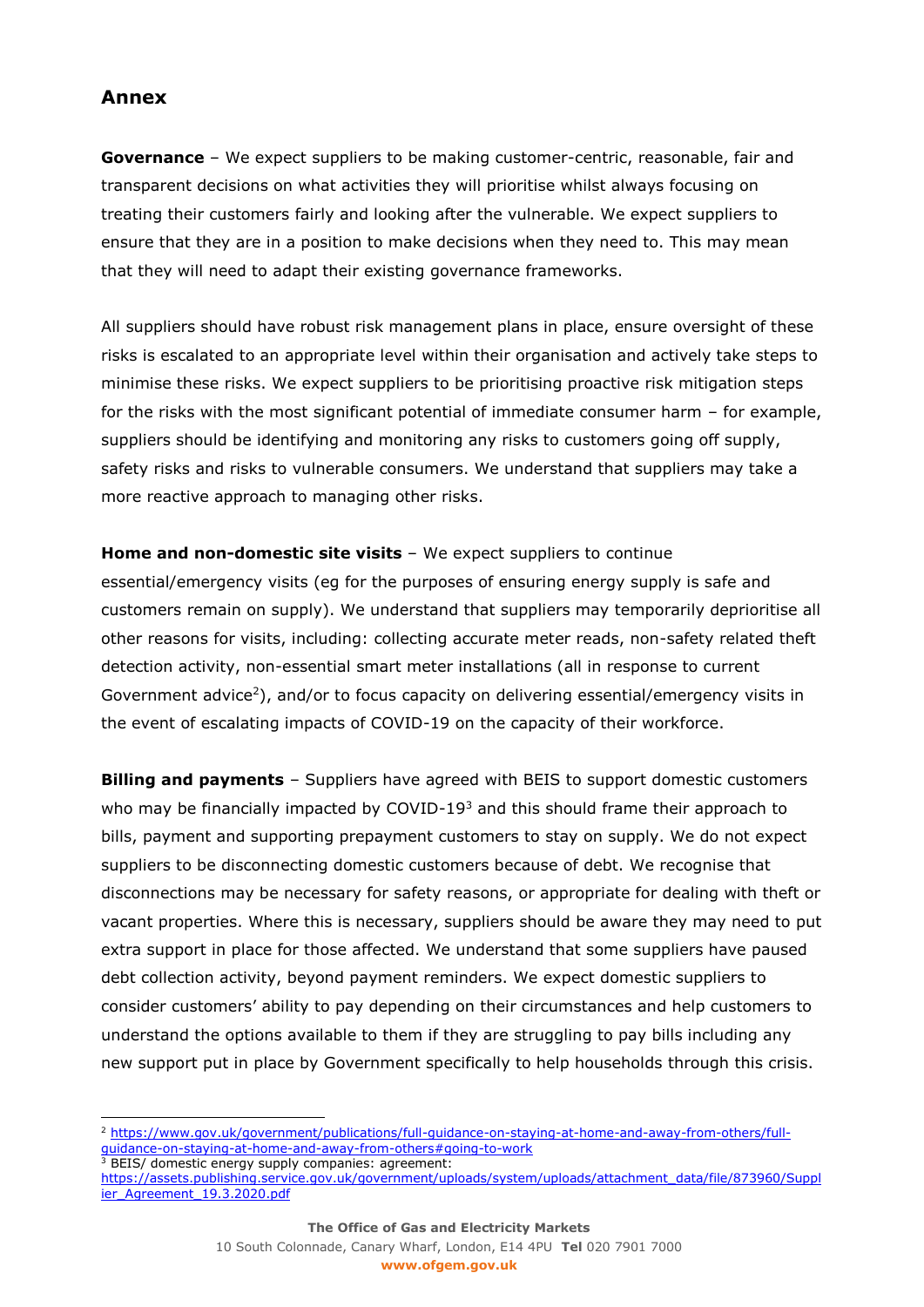## Annex

**Governance** – We expect suppliers to be making customer-centric, reasonable, fair and transparent decisions on what activities they will prioritise whilst always focusing on treating their customers fairly and looking after the vulnerable. We expect suppliers to ensure that they are in a position to make decisions when they need to. This may mean that they will need to adapt their existing governance frameworks.

All suppliers should have robust risk management plans in place, ensure oversight of these risks is escalated to an appropriate level within their organisation and actively take steps to minimise these risks. We expect suppliers to be prioritising proactive risk mitigation steps for the risks with the most significant potential of immediate consumer harm – for example, suppliers should be identifying and monitoring any risks to customers going off supply, safety risks and risks to vulnerable consumers. We understand that suppliers may take a more reactive approach to managing other risks.

**Home and non-domestic site visits** – We expect suppliers to continue essential/emergency visits (eg for the purposes of ensuring energy supply is safe and customers remain on supply). We understand that suppliers may temporarily deprioritise all other reasons for visits, including: collecting accurate meter reads, non-safety related theft detection activity, non-essential smart meter installations (all in response to current Government advice[2]), and/or to focus capacity on delivering essential/emergency visits in the event of escalating impacts of COVID-19 on the capacity of their workforce.

**Billing and payments** – Suppliers have agreed with BEIS to support domestic customers who may be financially impacted by COVID-19[3] and this should frame their approach to bills, payment and supporting prepayment customers to stay on supply. We do not expect suppliers to be disconnecting domestic customers because of debt. We recognise that disconnections may be necessary for safety reasons, or appropriate for dealing with theft or vacant properties. Where this is necessary, suppliers should be aware they may need to put extra support in place for those affected. We understand that some suppliers have paused debt collection activity, beyond payment reminders. We expect domestic suppliers to consider customers' ability to pay depending on their circumstances and help customers to understand the options available to them if they are struggling to pay bills including any new support put in place by Government specifically to help households through this crisis.

---

[2] https://www.gov.uk/government/publications/full-guidance-on-staying-at-home-and-away-from-others/full-guidance-on-staying-at-home-and-away-from-others#going-to-work

[3] BEIS/ domestic energy supply companies: agreement: https://assets.publishing.service.gov.uk/government/uploads/system/uploads/attachment_data/file/873960/Supplier_Agreement_19.3.2020.pdf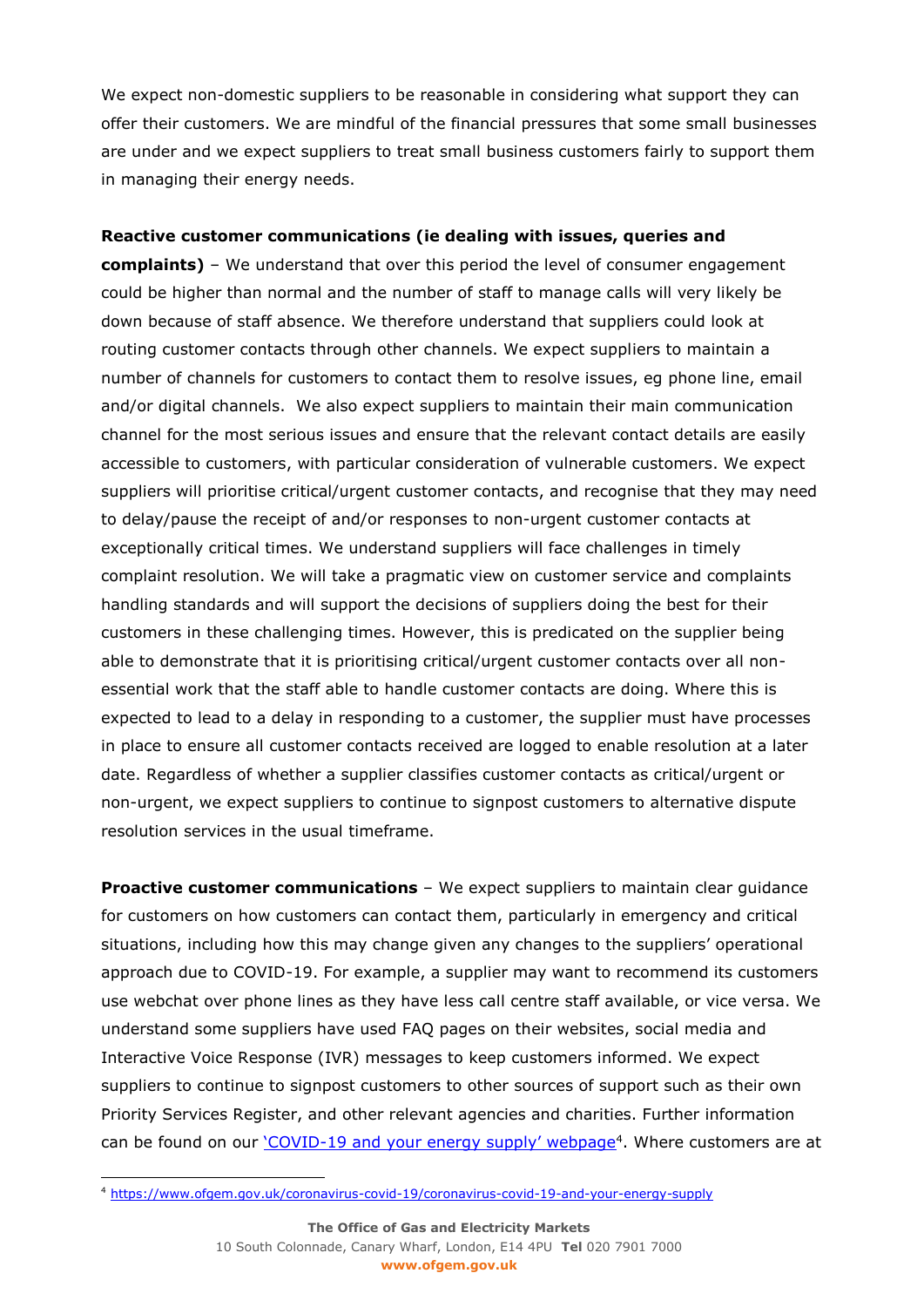We expect non-domestic suppliers to be reasonable in considering what support they can offer their customers. We are mindful of the financial pressures that some small businesses are under and we expect suppliers to treat small business customers fairly to support them in managing their energy needs.

**Reactive customer communications (ie dealing with issues, queries and complaints)** – We understand that over this period the level of consumer engagement could be higher than normal and the number of staff to manage calls will very likely be down because of staff absence. We therefore understand that suppliers could look at routing customer contacts through other channels. We expect suppliers to maintain a number of channels for customers to contact them to resolve issues, eg phone line, email and/or digital channels. We also expect suppliers to maintain their main communication channel for the most serious issues and ensure that the relevant contact details are easily accessible to customers, with particular consideration of vulnerable customers. We expect suppliers will prioritise critical/urgent customer contacts, and recognise that they may need to delay/pause the receipt of and/or responses to non-urgent customer contacts at exceptionally critical times. We understand suppliers will face challenges in timely complaint resolution. We will take a pragmatic view on customer service and complaints handling standards and will support the decisions of suppliers doing the best for their customers in these challenging times. However, this is predicated on the supplier being able to demonstrate that it is prioritising critical/urgent customer contacts over all non-essential work that the staff able to handle customer contacts are doing. Where this is expected to lead to a delay in responding to a customer, the supplier must have processes in place to ensure all customer contacts received are logged to enable resolution at a later date. Regardless of whether a supplier classifies customer contacts as critical/urgent or non-urgent, we expect suppliers to continue to signpost customers to alternative dispute resolution services in the usual timeframe.

**Proactive customer communications** – We expect suppliers to maintain clear guidance for customers on how customers can contact them, particularly in emergency and critical situations, including how this may change given any changes to the suppliers' operational approach due to COVID-19. For example, a supplier may want to recommend its customers use webchat over phone lines as they have less call centre staff available, or vice versa. We understand some suppliers have used FAQ pages on their websites, social media and Interactive Voice Response (IVR) messages to keep customers informed. We expect suppliers to continue to signpost customers to other sources of support such as their own Priority Services Register, and other relevant agencies and charities. Further information can be found on our ['COVID-19 and your energy supply' webpage](https://www.ofgem.gov.uk/coronavirus-covid-19/coronavirus-covid-19-and-your-energy-supply)[4]. Where customers are at

[4] https://www.ofgem.gov.uk/coronavirus-covid-19/coronavirus-covid-19-and-your-energy-supply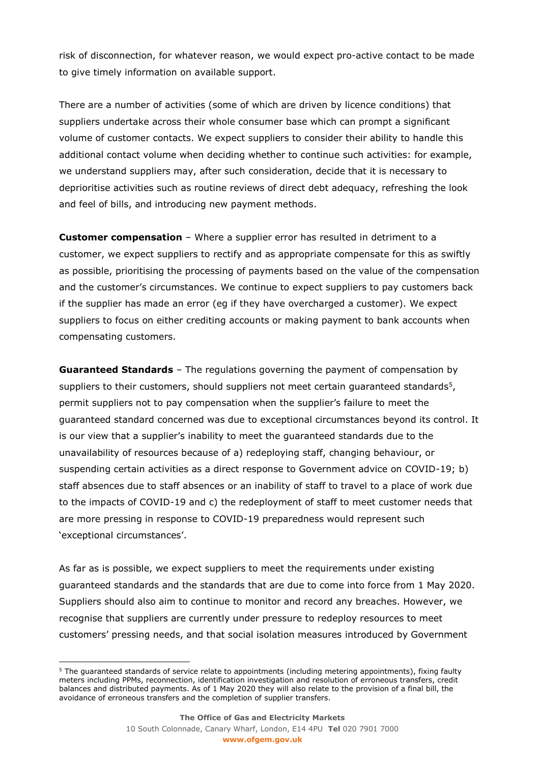risk of disconnection, for whatever reason, we would expect pro-active contact to be made to give timely information on available support.

There are a number of activities (some of which are driven by licence conditions) that suppliers undertake across their whole consumer base which can prompt a significant volume of customer contacts. We expect suppliers to consider their ability to handle this additional contact volume when deciding whether to continue such activities: for example, we understand suppliers may, after such consideration, decide that it is necessary to deprioritise activities such as routine reviews of direct debt adequacy, refreshing the look and feel of bills, and introducing new payment methods.

**Customer compensation** – Where a supplier error has resulted in detriment to a customer, we expect suppliers to rectify and as appropriate compensate for this as swiftly as possible, prioritising the processing of payments based on the value of the compensation and the customer's circumstances. We continue to expect suppliers to pay customers back if the supplier has made an error (eg if they have overcharged a customer). We expect suppliers to focus on either crediting accounts or making payment to bank accounts when compensating customers.

**Guaranteed Standards** – The regulations governing the payment of compensation by suppliers to their customers, should suppliers not meet certain guaranteed standards[5], permit suppliers not to pay compensation when the supplier's failure to meet the guaranteed standard concerned was due to exceptional circumstances beyond its control. It is our view that a supplier's inability to meet the guaranteed standards due to the unavailability of resources because of a) redeploying staff, changing behaviour, or suspending certain activities as a direct response to Government advice on COVID-19; b) staff absences due to staff absences or an inability of staff to travel to a place of work due to the impacts of COVID-19 and c) the redeployment of staff to meet customer needs that are more pressing in response to COVID-19 preparedness would represent such 'exceptional circumstances'.

As far as is possible, we expect suppliers to meet the requirements under existing guaranteed standards and the standards that are due to come into force from 1 May 2020. Suppliers should also aim to continue to monitor and record any breaches. However, we recognise that suppliers are currently under pressure to redeploy resources to meet customers' pressing needs, and that social isolation measures introduced by Government

---

[5] The guaranteed standards of service relate to appointments (including metering appointments), fixing faulty meters including PPMs, reconnection, identification investigation and resolution of erroneous transfers, credit balances and distributed payments. As of 1 May 2020 they will also relate to the provision of a final bill, the avoidance of erroneous transfers and the completion of supplier transfers.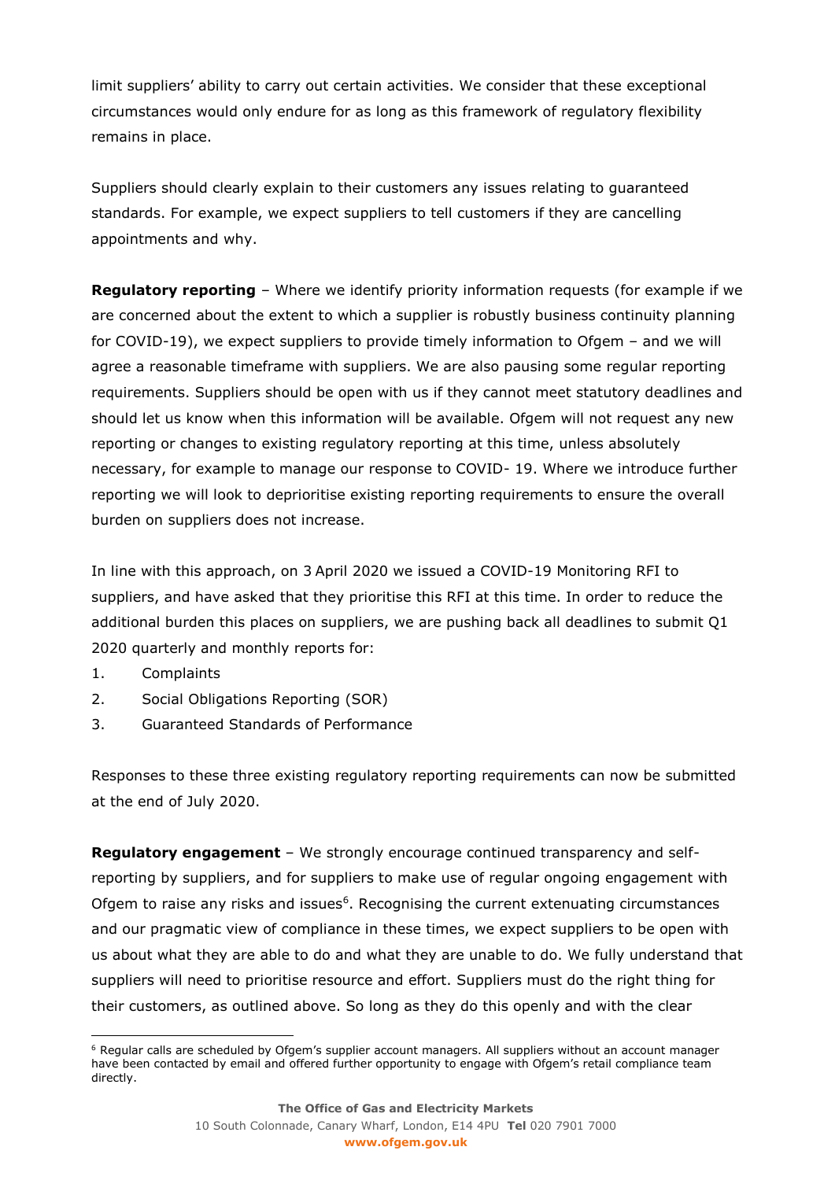limit suppliers' ability to carry out certain activities. We consider that these exceptional circumstances would only endure for as long as this framework of regulatory flexibility remains in place.

Suppliers should clearly explain to their customers any issues relating to guaranteed standards. For example, we expect suppliers to tell customers if they are cancelling appointments and why.

**Regulatory reporting** – Where we identify priority information requests (for example if we are concerned about the extent to which a supplier is robustly business continuity planning for COVID-19), we expect suppliers to provide timely information to Ofgem – and we will agree a reasonable timeframe with suppliers. We are also pausing some regular reporting requirements. Suppliers should be open with us if they cannot meet statutory deadlines and should let us know when this information will be available. Ofgem will not request any new reporting or changes to existing regulatory reporting at this time, unless absolutely necessary, for example to manage our response to COVID- 19. Where we introduce further reporting we will look to deprioritise existing reporting requirements to ensure the overall burden on suppliers does not increase.

In line with this approach, on 3 April 2020 we issued a COVID-19 Monitoring RFI to suppliers, and have asked that they prioritise this RFI at this time. In order to reduce the additional burden this places on suppliers, we are pushing back all deadlines to submit Q1 2020 quarterly and monthly reports for:

1. Complaints
2. Social Obligations Reporting (SOR)
3. Guaranteed Standards of Performance

Responses to these three existing regulatory reporting requirements can now be submitted at the end of July 2020.

**Regulatory engagement** – We strongly encourage continued transparency and self-reporting by suppliers, and for suppliers to make use of regular ongoing engagement with Ofgem to raise any risks and issues[6]. Recognising the current extenuating circumstances and our pragmatic view of compliance in these times, we expect suppliers to be open with us about what they are able to do and what they are unable to do. We fully understand that suppliers will need to prioritise resource and effort. Suppliers must do the right thing for their customers, as outlined above. So long as they do this openly and with the clear

[6] Regular calls are scheduled by Ofgem's supplier account managers. All suppliers without an account manager have been contacted by email and offered further opportunity to engage with Ofgem's retail compliance team directly.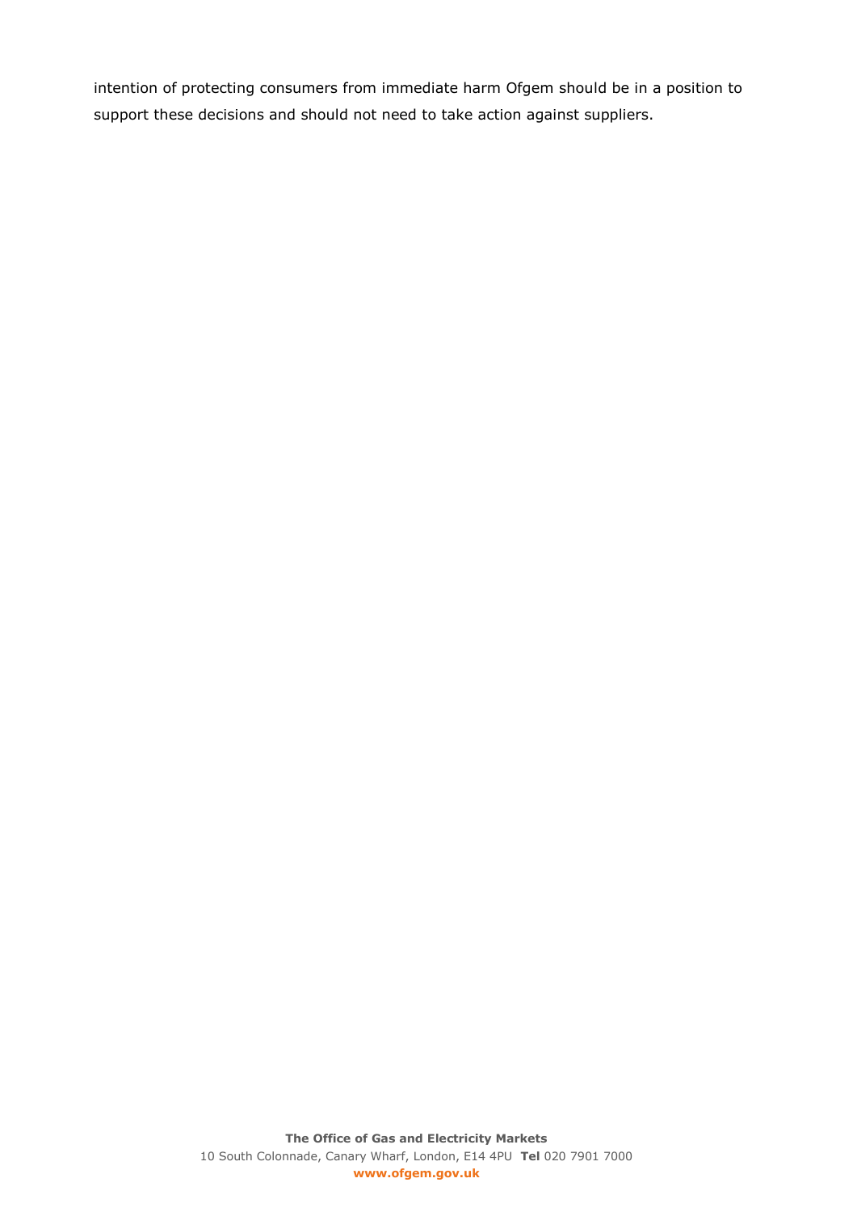intention of protecting consumers from immediate harm Ofgem should be in a position to support these decisions and should not need to take action against suppliers.